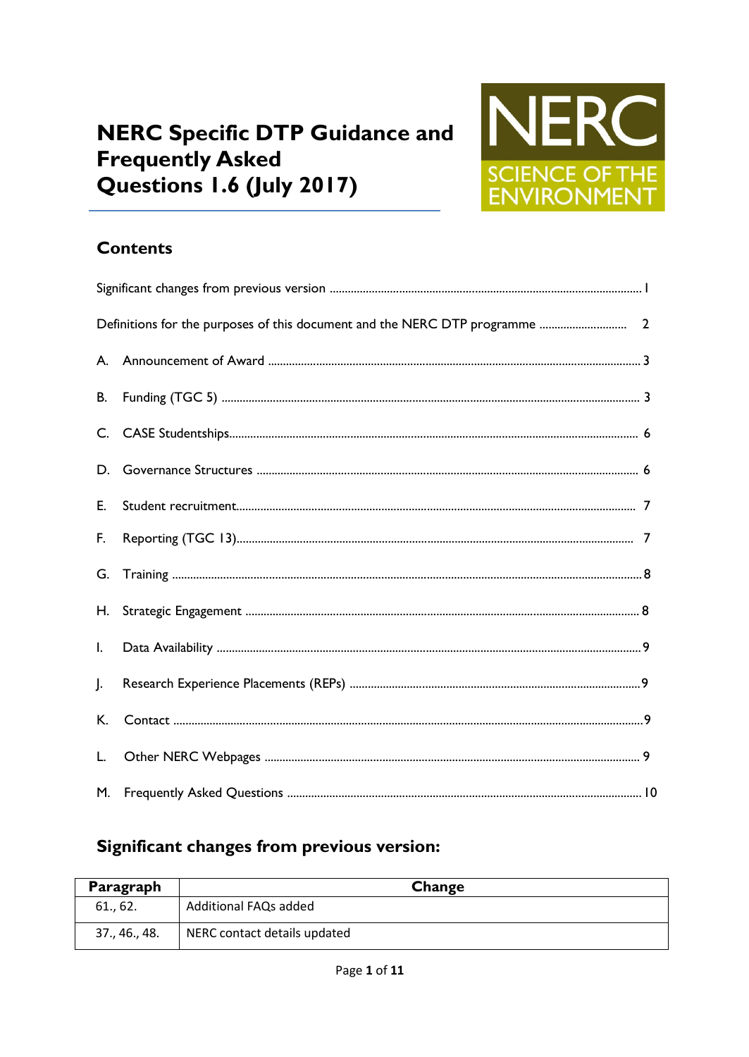# NERC Specific DTP Guidance and Frequently Asked Questions 1.6 (July 2017)

NERC SCIENCE OF THE ENVIRONMENT

## Contents

Significant changes from previous version ........ 1

Definitions for the purposes of this document and the NERC DTP programme ........ 2

A. Announcement of Award ........ 3

B. Funding (TGC 5) ........ 3

C. CASE Studentships ........ 6

D. Governance Structures ........ 6

E. Student recruitment ........ 7

F. Reporting (TGC 13) ........ 7

G. Training ........ 8

H. Strategic Engagement ........ 8

I. Data Availability ........ 9

J. Research Experience Placements (REPs) ........ 9

K. Contact ........ 9

L. Other NERC Webpages ........ 9

M. Frequently Asked Questions ........ 10

## Significant changes from previous version:

| Paragraph | Change |
| --- | --- |
| 61., 62. | Additional FAQs added |
| 37., 46., 48. | NERC contact details updated |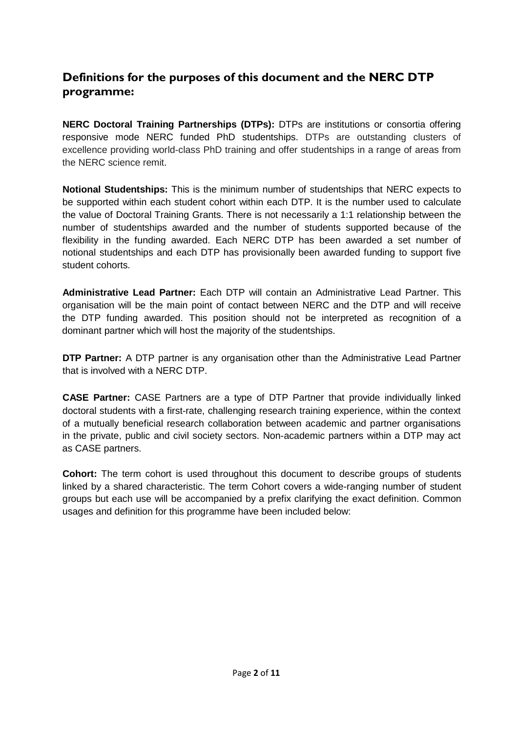## Definitions for the purposes of this document and the NERC DTP programme:

**NERC Doctoral Training Partnerships (DTPs):** DTPs are institutions or consortia offering responsive mode NERC funded PhD studentships. DTPs are outstanding clusters of excellence providing world-class PhD training and offer studentships in a range of areas from the NERC science remit.

**Notional Studentships:** This is the minimum number of studentships that NERC expects to be supported within each student cohort within each DTP. It is the number used to calculate the value of Doctoral Training Grants. There is not necessarily a 1:1 relationship between the number of studentships awarded and the number of students supported because of the flexibility in the funding awarded. Each NERC DTP has been awarded a set number of notional studentships and each DTP has provisionally been awarded funding to support five student cohorts.

**Administrative Lead Partner:** Each DTP will contain an Administrative Lead Partner. This organisation will be the main point of contact between NERC and the DTP and will receive the DTP funding awarded. This position should not be interpreted as recognition of a dominant partner which will host the majority of the studentships.

**DTP Partner:** A DTP partner is any organisation other than the Administrative Lead Partner that is involved with a NERC DTP.

**CASE Partner:** CASE Partners are a type of DTP Partner that provide individually linked doctoral students with a first-rate, challenging research training experience, within the context of a mutually beneficial research collaboration between academic and partner organisations in the private, public and civil society sectors. Non-academic partners within a DTP may act as CASE partners.

**Cohort:** The term cohort is used throughout this document to describe groups of students linked by a shared characteristic. The term Cohort covers a wide-ranging number of student groups but each use will be accompanied by a prefix clarifying the exact definition. Common usages and definition for this programme have been included below: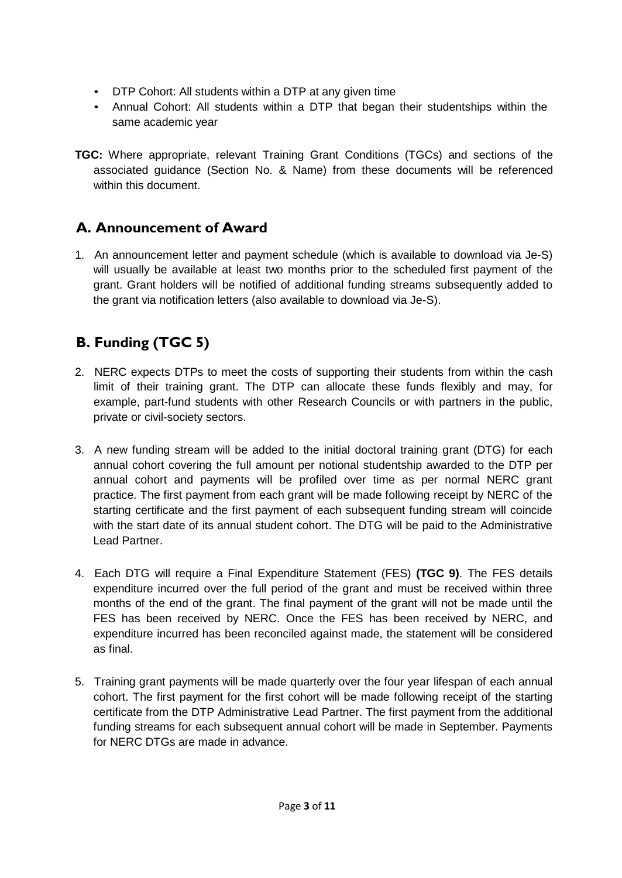- DTP Cohort: All students within a DTP at any given time
- Annual Cohort: All students within a DTP that began their studentships within the same academic year

**TGC:** Where appropriate, relevant Training Grant Conditions (TGCs) and sections of the associated guidance (Section No. & Name) from these documents will be referenced within this document.

## A. Announcement of Award

1. An announcement letter and payment schedule (which is available to download via Je-S) will usually be available at least two months prior to the scheduled first payment of the grant. Grant holders will be notified of additional funding streams subsequently added to the grant via notification letters (also available to download via Je-S).

## B. Funding (TGC 5)

2. NERC expects DTPs to meet the costs of supporting their students from within the cash limit of their training grant. The DTP can allocate these funds flexibly and may, for example, part-fund students with other Research Councils or with partners in the public, private or civil-society sectors.

3. A new funding stream will be added to the initial doctoral training grant (DTG) for each annual cohort covering the full amount per notional studentship awarded to the DTP per annual cohort and payments will be profiled over time as per normal NERC grant practice. The first payment from each grant will be made following receipt by NERC of the starting certificate and the first payment of each subsequent funding stream will coincide with the start date of its annual student cohort. The DTG will be paid to the Administrative Lead Partner.

4. Each DTG will require a Final Expenditure Statement (FES) **(TGC 9)**. The FES details expenditure incurred over the full period of the grant and must be received within three months of the end of the grant. The final payment of the grant will not be made until the FES has been received by NERC. Once the FES has been received by NERC, and expenditure incurred has been reconciled against made, the statement will be considered as final.

5. Training grant payments will be made quarterly over the four year lifespan of each annual cohort. The first payment for the first cohort will be made following receipt of the starting certificate from the DTP Administrative Lead Partner. The first payment from the additional funding streams for each subsequent annual cohort will be made in September. Payments for NERC DTGs are made in advance.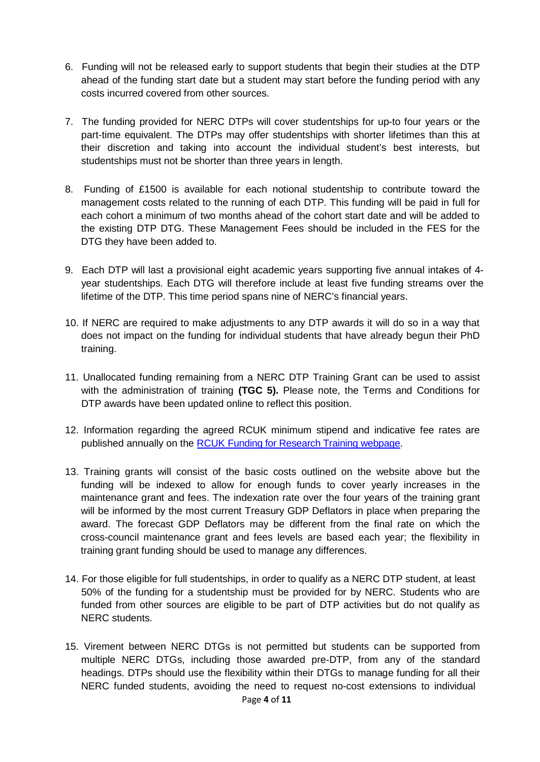6. Funding will not be released early to support students that begin their studies at the DTP ahead of the funding start date but a student may start before the funding period with any costs incurred covered from other sources.

7. The funding provided for NERC DTPs will cover studentships for up-to four years or the part-time equivalent. The DTPs may offer studentships with shorter lifetimes than this at their discretion and taking into account the individual student's best interests, but studentships must not be shorter than three years in length.

8. Funding of £1500 is available for each notional studentship to contribute toward the management costs related to the running of each DTP. This funding will be paid in full for each cohort a minimum of two months ahead of the cohort start date and will be added to the existing DTP DTG. These Management Fees should be included in the FES for the DTG they have been added to.

9. Each DTP will last a provisional eight academic years supporting five annual intakes of 4-year studentships. Each DTG will therefore include at least five funding streams over the lifetime of the DTP. This time period spans nine of NERC's financial years.

10. If NERC are required to make adjustments to any DTP awards it will do so in a way that does not impact on the funding for individual students that have already begun their PhD training.

11. Unallocated funding remaining from a NERC DTP Training Grant can be used to assist with the administration of training **(TGC 5).** Please note, the Terms and Conditions for DTP awards have been updated online to reflect this position.

12. Information regarding the agreed RCUK minimum stipend and indicative fee rates are published annually on the [RCUK Funding for Research Training webpage](#).

13. Training grants will consist of the basic costs outlined on the website above but the funding will be indexed to allow for enough funds to cover yearly increases in the maintenance grant and fees. The indexation rate over the four years of the training grant will be informed by the most current Treasury GDP Deflators in place when preparing the award. The forecast GDP Deflators may be different from the final rate on which the cross-council maintenance grant and fees levels are based each year; the flexibility in training grant funding should be used to manage any differences.

14. For those eligible for full studentships, in order to qualify as a NERC DTP student, at least 50% of the funding for a studentship must be provided for by NERC. Students who are funded from other sources are eligible to be part of DTP activities but do not qualify as NERC students.

15. Virement between NERC DTGs is not permitted but students can be supported from multiple NERC DTGs, including those awarded pre-DTP, from any of the standard headings. DTPs should use the flexibility within their DTGs to manage funding for all their NERC funded students, avoiding the need to request no-cost extensions to individual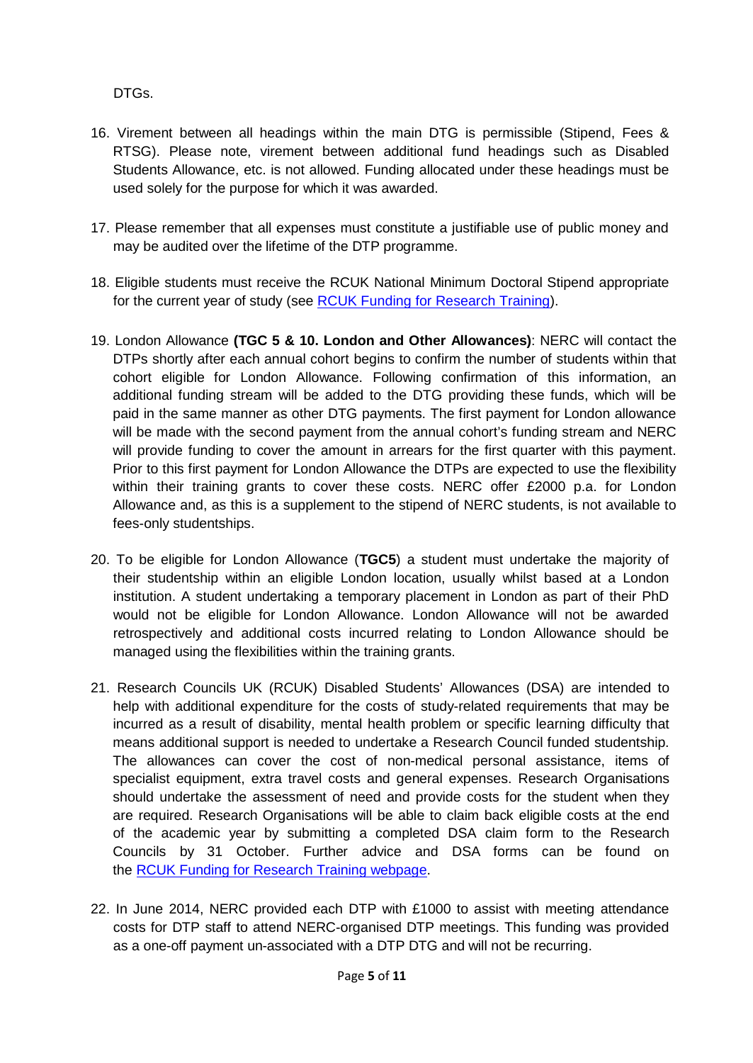DTGs.

16. Virement between all headings within the main DTG is permissible (Stipend, Fees & RTSG). Please note, virement between additional fund headings such as Disabled Students Allowance, etc. is not allowed. Funding allocated under these headings must be used solely for the purpose for which it was awarded.

17. Please remember that all expenses must constitute a justifiable use of public money and may be audited over the lifetime of the DTP programme.

18. Eligible students must receive the RCUK National Minimum Doctoral Stipend appropriate for the current year of study (see [RCUK Funding for Research Training]).

19. London Allowance **(TGC 5 & 10. London and Other Allowances)**: NERC will contact the DTPs shortly after each annual cohort begins to confirm the number of students within that cohort eligible for London Allowance. Following confirmation of this information, an additional funding stream will be added to the DTG providing these funds, which will be paid in the same manner as other DTG payments. The first payment for London allowance will be made with the second payment from the annual cohort's funding stream and NERC will provide funding to cover the amount in arrears for the first quarter with this payment. Prior to this first payment for London Allowance the DTPs are expected to use the flexibility within their training grants to cover these costs. NERC offer £2000 p.a. for London Allowance and, as this is a supplement to the stipend of NERC students, is not available to fees-only studentships.

20. To be eligible for London Allowance (**TGC5**) a student must undertake the majority of their studentship within an eligible London location, usually whilst based at a London institution. A student undertaking a temporary placement in London as part of their PhD would not be eligible for London Allowance. London Allowance will not be awarded retrospectively and additional costs incurred relating to London Allowance should be managed using the flexibilities within the training grants.

21. Research Councils UK (RCUK) Disabled Students' Allowances (DSA) are intended to help with additional expenditure for the costs of study-related requirements that may be incurred as a result of disability, mental health problem or specific learning difficulty that means additional support is needed to undertake a Research Council funded studentship. The allowances can cover the cost of non-medical personal assistance, items of specialist equipment, extra travel costs and general expenses. Research Organisations should undertake the assessment of need and provide costs for the student when they are required. Research Organisations will be able to claim back eligible costs at the end of the academic year by submitting a completed DSA claim form to the Research Councils by 31 October. Further advice and DSA forms can be found on the [RCUK Funding for Research Training webpage].

22. In June 2014, NERC provided each DTP with £1000 to assist with meeting attendance costs for DTP staff to attend NERC-organised DTP meetings. This funding was provided as a one-off payment un-associated with a DTP DTG and will not be recurring.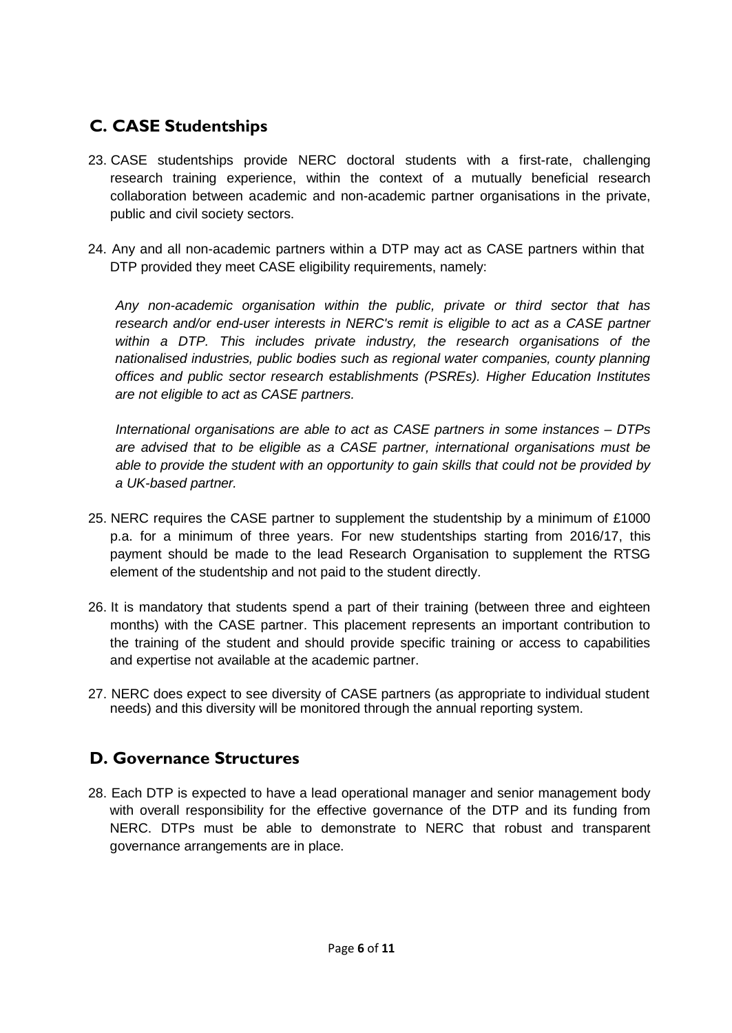## C. CASE Studentships

23. CASE studentships provide NERC doctoral students with a first-rate, challenging research training experience, within the context of a mutually beneficial research collaboration between academic and non-academic partner organisations in the private, public and civil society sectors.

24. Any and all non-academic partners within a DTP may act as CASE partners within that DTP provided they meet CASE eligibility requirements, namely:

    *Any non-academic organisation within the public, private or third sector that has research and/or end-user interests in NERC's remit is eligible to act as a CASE partner within a DTP. This includes private industry, the research organisations of the nationalised industries, public bodies such as regional water companies, county planning offices and public sector research establishments (PSREs). Higher Education Institutes are not eligible to act as CASE partners.*

    *International organisations are able to act as CASE partners in some instances – DTPs are advised that to be eligible as a CASE partner, international organisations must be able to provide the student with an opportunity to gain skills that could not be provided by a UK-based partner.*

25. NERC requires the CASE partner to supplement the studentship by a minimum of £1000 p.a. for a minimum of three years. For new studentships starting from 2016/17, this payment should be made to the lead Research Organisation to supplement the RTSG element of the studentship and not paid to the student directly.

26. It is mandatory that students spend a part of their training (between three and eighteen months) with the CASE partner. This placement represents an important contribution to the training of the student and should provide specific training or access to capabilities and expertise not available at the academic partner.

27. NERC does expect to see diversity of CASE partners (as appropriate to individual student needs) and this diversity will be monitored through the annual reporting system.

## D. Governance Structures

28. Each DTP is expected to have a lead operational manager and senior management body with overall responsibility for the effective governance of the DTP and its funding from NERC. DTPs must be able to demonstrate to NERC that robust and transparent governance arrangements are in place.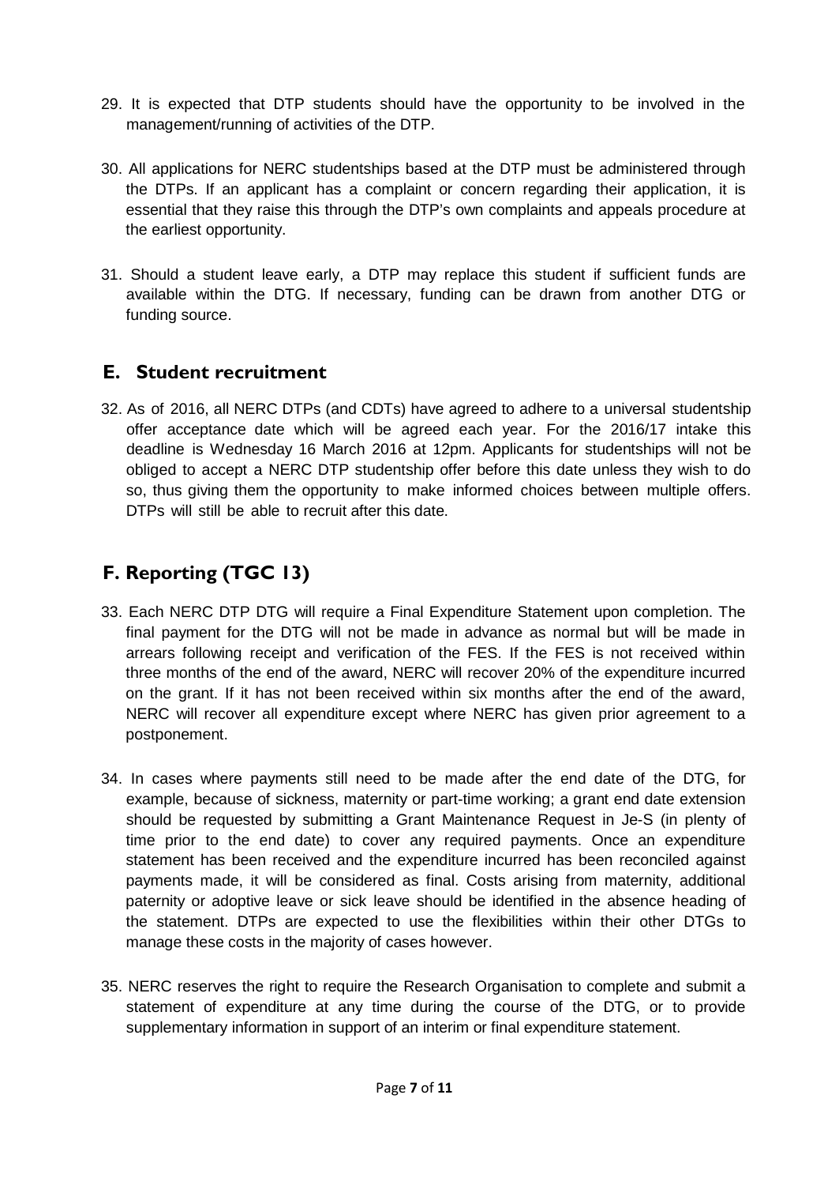29. It is expected that DTP students should have the opportunity to be involved in the management/running of activities of the DTP.

30. All applications for NERC studentships based at the DTP must be administered through the DTPs. If an applicant has a complaint or concern regarding their application, it is essential that they raise this through the DTP's own complaints and appeals procedure at the earliest opportunity.

31. Should a student leave early, a DTP may replace this student if sufficient funds are available within the DTG. If necessary, funding can be drawn from another DTG or funding source.

## E. Student recruitment

32. As of 2016, all NERC DTPs (and CDTs) have agreed to adhere to a universal studentship offer acceptance date which will be agreed each year. For the 2016/17 intake this deadline is Wednesday 16 March 2016 at 12pm. Applicants for studentships will not be obliged to accept a NERC DTP studentship offer before this date unless they wish to do so, thus giving them the opportunity to make informed choices between multiple offers. DTPs will still be able to recruit after this date.

## F. Reporting (TGC 13)

33. Each NERC DTP DTG will require a Final Expenditure Statement upon completion. The final payment for the DTG will not be made in advance as normal but will be made in arrears following receipt and verification of the FES. If the FES is not received within three months of the end of the award, NERC will recover 20% of the expenditure incurred on the grant. If it has not been received within six months after the end of the award, NERC will recover all expenditure except where NERC has given prior agreement to a postponement.

34. In cases where payments still need to be made after the end date of the DTG, for example, because of sickness, maternity or part-time working; a grant end date extension should be requested by submitting a Grant Maintenance Request in Je-S (in plenty of time prior to the end date) to cover any required payments. Once an expenditure statement has been received and the expenditure incurred has been reconciled against payments made, it will be considered as final. Costs arising from maternity, additional paternity or adoptive leave or sick leave should be identified in the absence heading of the statement. DTPs are expected to use the flexibilities within their other DTGs to manage these costs in the majority of cases however.

35. NERC reserves the right to require the Research Organisation to complete and submit a statement of expenditure at any time during the course of the DTG, or to provide supplementary information in support of an interim or final expenditure statement.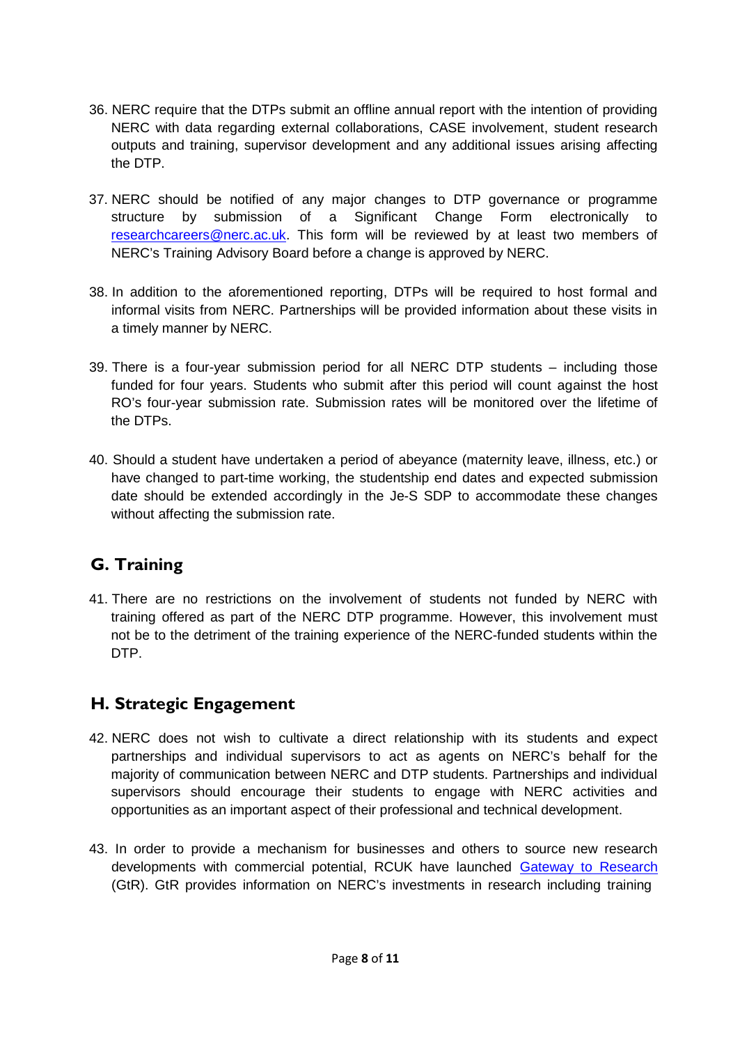36. NERC require that the DTPs submit an offline annual report with the intention of providing NERC with data regarding external collaborations, CASE involvement, student research outputs and training, supervisor development and any additional issues arising affecting the DTP.

37. NERC should be notified of any major changes to DTP governance or programme structure by submission of a Significant Change Form electronically to [researchcareers@nerc.ac.uk](mailto:researchcareers@nerc.ac.uk). This form will be reviewed by at least two members of NERC's Training Advisory Board before a change is approved by NERC.

38. In addition to the aforementioned reporting, DTPs will be required to host formal and informal visits from NERC. Partnerships will be provided information about these visits in a timely manner by NERC.

39. There is a four-year submission period for all NERC DTP students – including those funded for four years. Students who submit after this period will count against the host RO's four-year submission rate. Submission rates will be monitored over the lifetime of the DTPs.

40. Should a student have undertaken a period of abeyance (maternity leave, illness, etc.) or have changed to part-time working, the studentship end dates and expected submission date should be extended accordingly in the Je-S SDP to accommodate these changes without affecting the submission rate.

## G. Training

41. There are no restrictions on the involvement of students not funded by NERC with training offered as part of the NERC DTP programme. However, this involvement must not be to the detriment of the training experience of the NERC-funded students within the DTP.

## H. Strategic Engagement

42. NERC does not wish to cultivate a direct relationship with its students and expect partnerships and individual supervisors to act as agents on NERC's behalf for the majority of communication between NERC and DTP students. Partnerships and individual supervisors should encourage their students to engage with NERC activities and opportunities as an important aspect of their professional and technical development.

43. In order to provide a mechanism for businesses and others to source new research developments with commercial potential, RCUK have launched Gateway to Research (GtR). GtR provides information on NERC's investments in research including training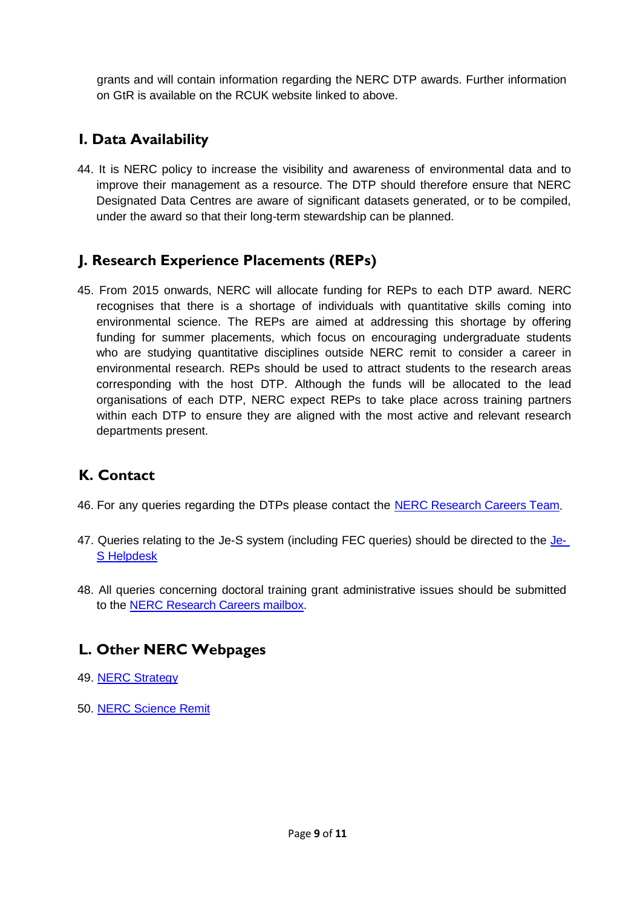grants and will contain information regarding the NERC DTP awards. Further information on GtR is available on the RCUK website linked to above.

## I. Data Availability

44. It is NERC policy to increase the visibility and awareness of environmental data and to improve their management as a resource. The DTP should therefore ensure that NERC Designated Data Centres are aware of significant datasets generated, or to be compiled, under the award so that their long-term stewardship can be planned.

## J. Research Experience Placements (REPs)

45. From 2015 onwards, NERC will allocate funding for REPs to each DTP award. NERC recognises that there is a shortage of individuals with quantitative skills coming into environmental science. The REPs are aimed at addressing this shortage by offering funding for summer placements, which focus on encouraging undergraduate students who are studying quantitative disciplines outside NERC remit to consider a career in environmental research. REPs should be used to attract students to the research areas corresponding with the host DTP. Although the funds will be allocated to the lead organisations of each DTP, NERC expect REPs to take place across training partners within each DTP to ensure they are aligned with the most active and relevant research departments present.

## K. Contact

46. For any queries regarding the DTPs please contact the NERC Research Careers Team.

47. Queries relating to the Je-S system (including FEC queries) should be directed to the Je-S Helpdesk

48. All queries concerning doctoral training grant administrative issues should be submitted to the NERC Research Careers mailbox.

## L. Other NERC Webpages

49. NERC Strategy

50. NERC Science Remit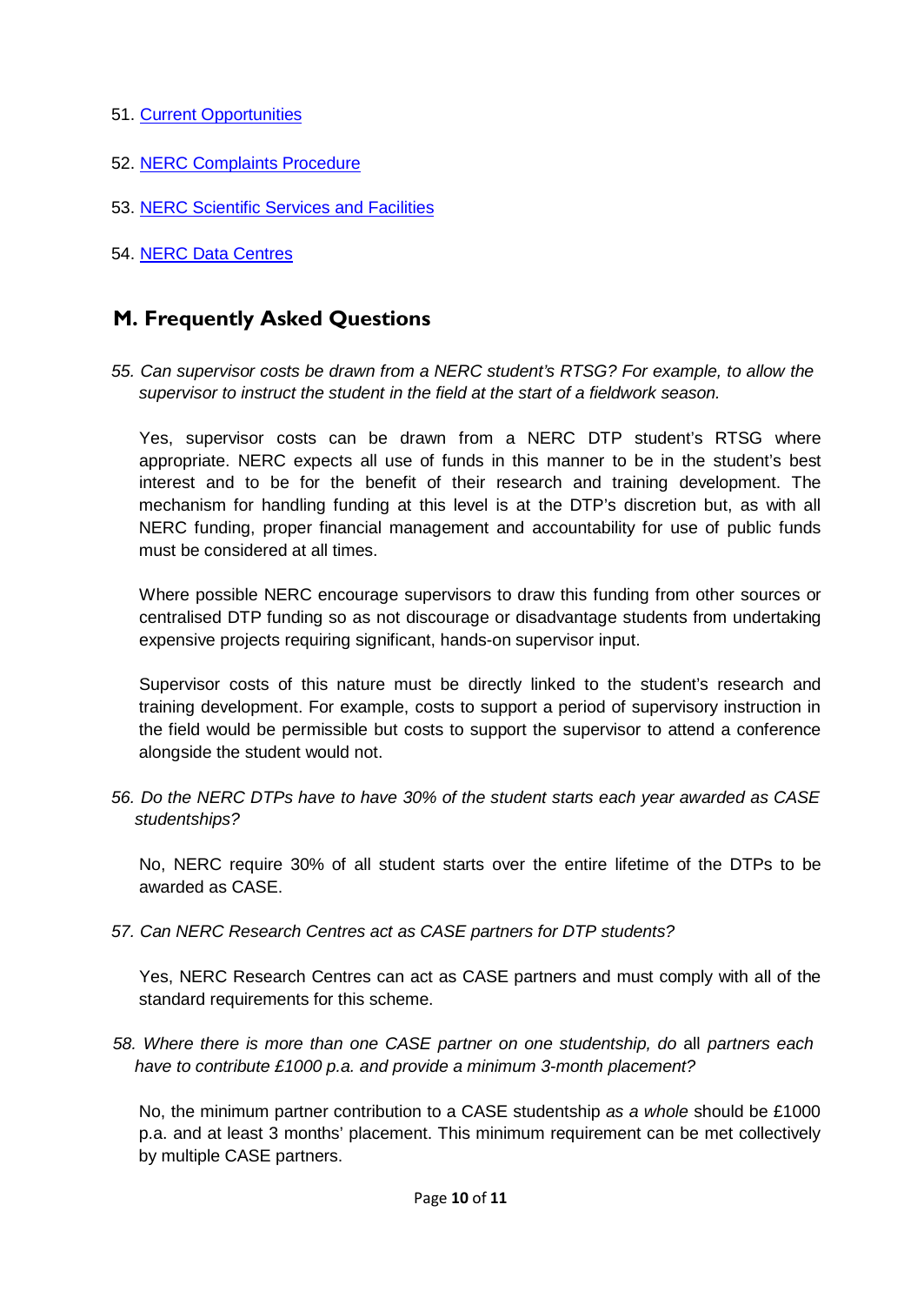51. [Current Opportunities]()

52. [NERC Complaints Procedure]()

53. [NERC Scientific Services and Facilities]()

54. [NERC Data Centres]()

## M. Frequently Asked Questions

*55. Can supervisor costs be drawn from a NERC student's RTSG? For example, to allow the supervisor to instruct the student in the field at the start of a fieldwork season.*

Yes, supervisor costs can be drawn from a NERC DTP student's RTSG where appropriate. NERC expects all use of funds in this manner to be in the student's best interest and to be for the benefit of their research and training development. The mechanism for handling funding at this level is at the DTP's discretion but, as with all NERC funding, proper financial management and accountability for use of public funds must be considered at all times.

Where possible NERC encourage supervisors to draw this funding from other sources or centralised DTP funding so as not discourage or disadvantage students from undertaking expensive projects requiring significant, hands-on supervisor input.

Supervisor costs of this nature must be directly linked to the student's research and training development. For example, costs to support a period of supervisory instruction in the field would be permissible but costs to support the supervisor to attend a conference alongside the student would not.

*56. Do the NERC DTPs have to have 30% of the student starts each year awarded as CASE studentships?*

No, NERC require 30% of all student starts over the entire lifetime of the DTPs to be awarded as CASE.

*57. Can NERC Research Centres act as CASE partners for DTP students?*

Yes, NERC Research Centres can act as CASE partners and must comply with all of the standard requirements for this scheme.

*58. Where there is more than one CASE partner on one studentship, do* all *partners each have to contribute £1000 p.a. and provide a minimum 3-month placement?*

No, the minimum partner contribution to a CASE studentship *as a whole* should be £1000 p.a. and at least 3 months' placement. This minimum requirement can be met collectively by multiple CASE partners.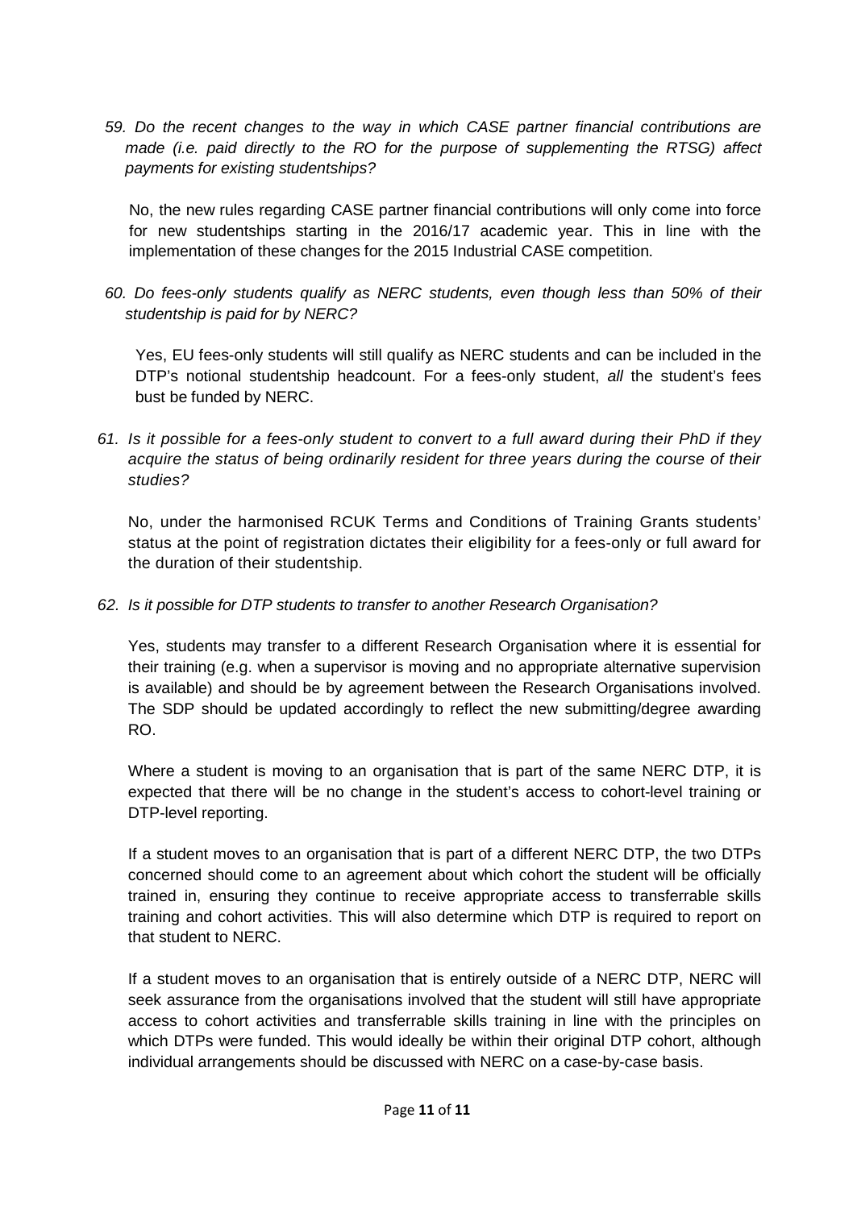*59. Do the recent changes to the way in which CASE partner financial contributions are made (i.e. paid directly to the RO for the purpose of supplementing the RTSG) affect payments for existing studentships?*

No, the new rules regarding CASE partner financial contributions will only come into force for new studentships starting in the 2016/17 academic year. This in line with the implementation of these changes for the 2015 Industrial CASE competition.

*60. Do fees-only students qualify as NERC students, even though less than 50% of their studentship is paid for by NERC?*

Yes, EU fees-only students will still qualify as NERC students and can be included in the DTP's notional studentship headcount. For a fees-only student, *all* the student's fees bust be funded by NERC.

*61. Is it possible for a fees-only student to convert to a full award during their PhD if they acquire the status of being ordinarily resident for three years during the course of their studies?*

No, under the harmonised RCUK Terms and Conditions of Training Grants students' status at the point of registration dictates their eligibility for a fees-only or full award for the duration of their studentship.

*62. Is it possible for DTP students to transfer to another Research Organisation?*

Yes, students may transfer to a different Research Organisation where it is essential for their training (e.g. when a supervisor is moving and no appropriate alternative supervision is available) and should be by agreement between the Research Organisations involved. The SDP should be updated accordingly to reflect the new submitting/degree awarding RO.

Where a student is moving to an organisation that is part of the same NERC DTP, it is expected that there will be no change in the student's access to cohort-level training or DTP-level reporting.

If a student moves to an organisation that is part of a different NERC DTP, the two DTPs concerned should come to an agreement about which cohort the student will be officially trained in, ensuring they continue to receive appropriate access to transferrable skills training and cohort activities. This will also determine which DTP is required to report on that student to NERC.

If a student moves to an organisation that is entirely outside of a NERC DTP, NERC will seek assurance from the organisations involved that the student will still have appropriate access to cohort activities and transferrable skills training in line with the principles on which DTPs were funded. This would ideally be within their original DTP cohort, although individual arrangements should be discussed with NERC on a case-by-case basis.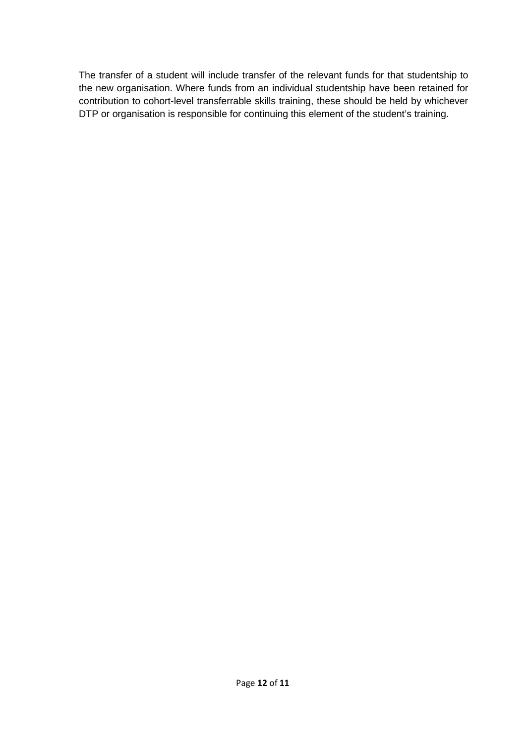The transfer of a student will include transfer of the relevant funds for that studentship to the new organisation. Where funds from an individual studentship have been retained for contribution to cohort-level transferrable skills training, these should be held by whichever DTP or organisation is responsible for continuing this element of the student's training.